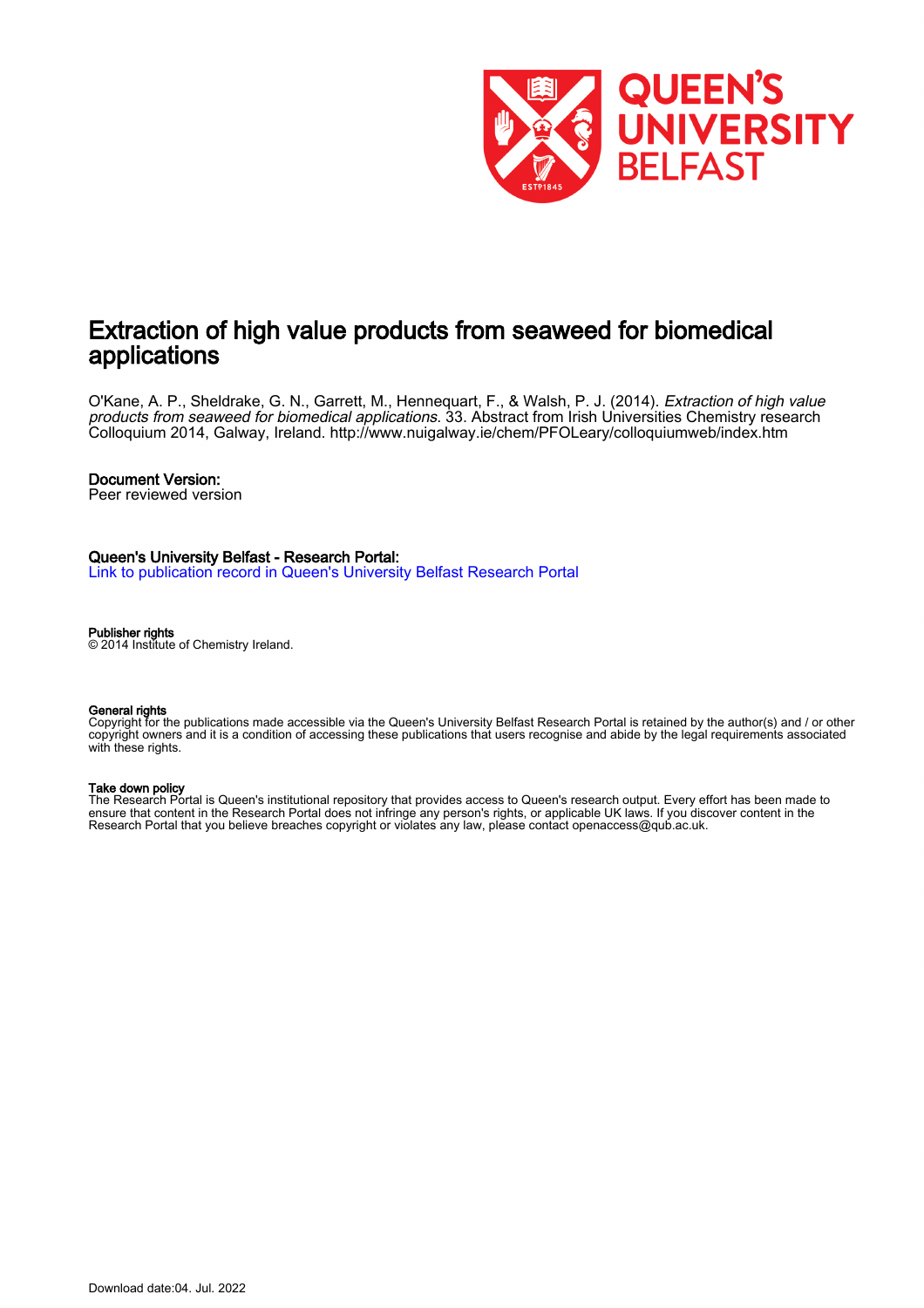# Extraction of high value products from seaweed for biomedical applications

O'Kane, A. P., Sheldrake, G. N., Garrett, M., Hennequart, F., & Walsh, P. J. (2014). *Extraction of high value products from seaweed for biomedical applications*. 33. Abstract from Irish Universities Chemistry research Colloquium 2014, Galway, Ireland. http://www.nuigalway.ie/chem/PFOLeary/colloquiumweb/index.htm

**Document Version:**
Peer reviewed version

**Queen's University Belfast - Research Portal:**
[Link to publication record in Queen's University Belfast Research Portal]

**Publisher rights**
© 2014 Institute of Chemistry Ireland.

**General rights**
Copyright for the publications made accessible via the Queen's University Belfast Research Portal is retained by the author(s) and / or other copyright owners and it is a condition of accessing these publications that users recognise and abide by the legal requirements associated with these rights.

**Take down policy**
The Research Portal is Queen's institutional repository that provides access to Queen's research output. Every effort has been made to ensure that content in the Research Portal does not infringe any person's rights, or applicable UK laws. If you discover content in the Research Portal that you believe breaches copyright or violates any law, please contact openaccess@qub.ac.uk.

Download date:04. Jul. 2022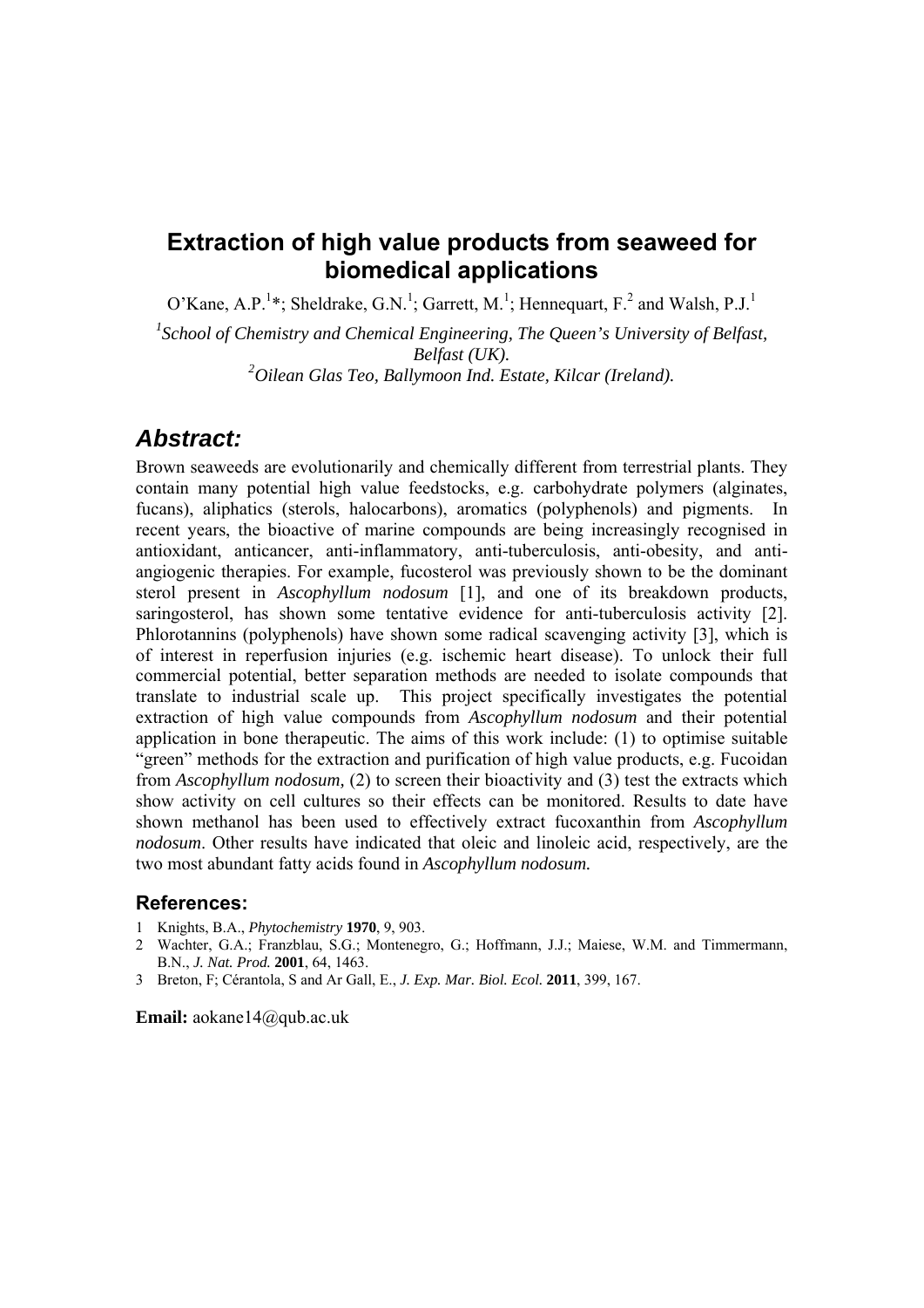# Extraction of high value products from seaweed for biomedical applications

O'Kane, A.P.[1]*; Sheldrake, G.N.[1]; Garrett, M.[1]; Hennequart, F.[2] and Walsh, P.J.[1]

[1] *School of Chemistry and Chemical Engineering, The Queen's University of Belfast, Belfast (UK).*
[2] *Oilean Glas Teo, Ballymoon Ind. Estate, Kilcar (Ireland).*

## *Abstract:*

Brown seaweeds are evolutionarily and chemically different from terrestrial plants. They contain many potential high value feedstocks, e.g. carbohydrate polymers (alginates, fucans), aliphatics (sterols, halocarbons), aromatics (polyphenols) and pigments. In recent years, the bioactive of marine compounds are being increasingly recognised in antioxidant, anticancer, anti-inflammatory, anti-tuberculosis, anti-obesity, and anti-angiogenic therapies. For example, fucosterol was previously shown to be the dominant sterol present in *Ascophyllum nodosum* [1], and one of its breakdown products, saringosterol, has shown some tentative evidence for anti-tuberculosis activity [2]. Phlorotannins (polyphenols) have shown some radical scavenging activity [3], which is of interest in reperfusion injuries (e.g. ischemic heart disease). To unlock their full commercial potential, better separation methods are needed to isolate compounds that translate to industrial scale up. This project specifically investigates the potential extraction of high value compounds from *Ascophyllum nodosum* and their potential application in bone therapeutic. The aims of this work include: (1) to optimise suitable "green" methods for the extraction and purification of high value products, e.g. Fucoidan from *Ascophyllum nodosum,* (2) to screen their bioactivity and (3) test the extracts which show activity on cell cultures so their effects can be monitored. Results to date have shown methanol has been used to effectively extract fucoxanthin from *Ascophyllum nodosum*. Other results have indicated that oleic and linoleic acid, respectively, are the two most abundant fatty acids found in *Ascophyllum nodosum.*

### References:

1 Knights, B.A., *Phytochemistry* **1970**, 9, 903.
2 Wachter, G.A.; Franzblau, S.G.; Montenegro, G.; Hoffmann, J.J.; Maiese, W.M. and Timmermann, B.N., *J. Nat. Prod.* **2001**, 64, 1463.
3 Breton, F; Cérantola, S and Ar Gall, E., *J. Exp. Mar. Biol. Ecol.* **2011**, 399, 167.

**Email:** aokane14@qub.ac.uk